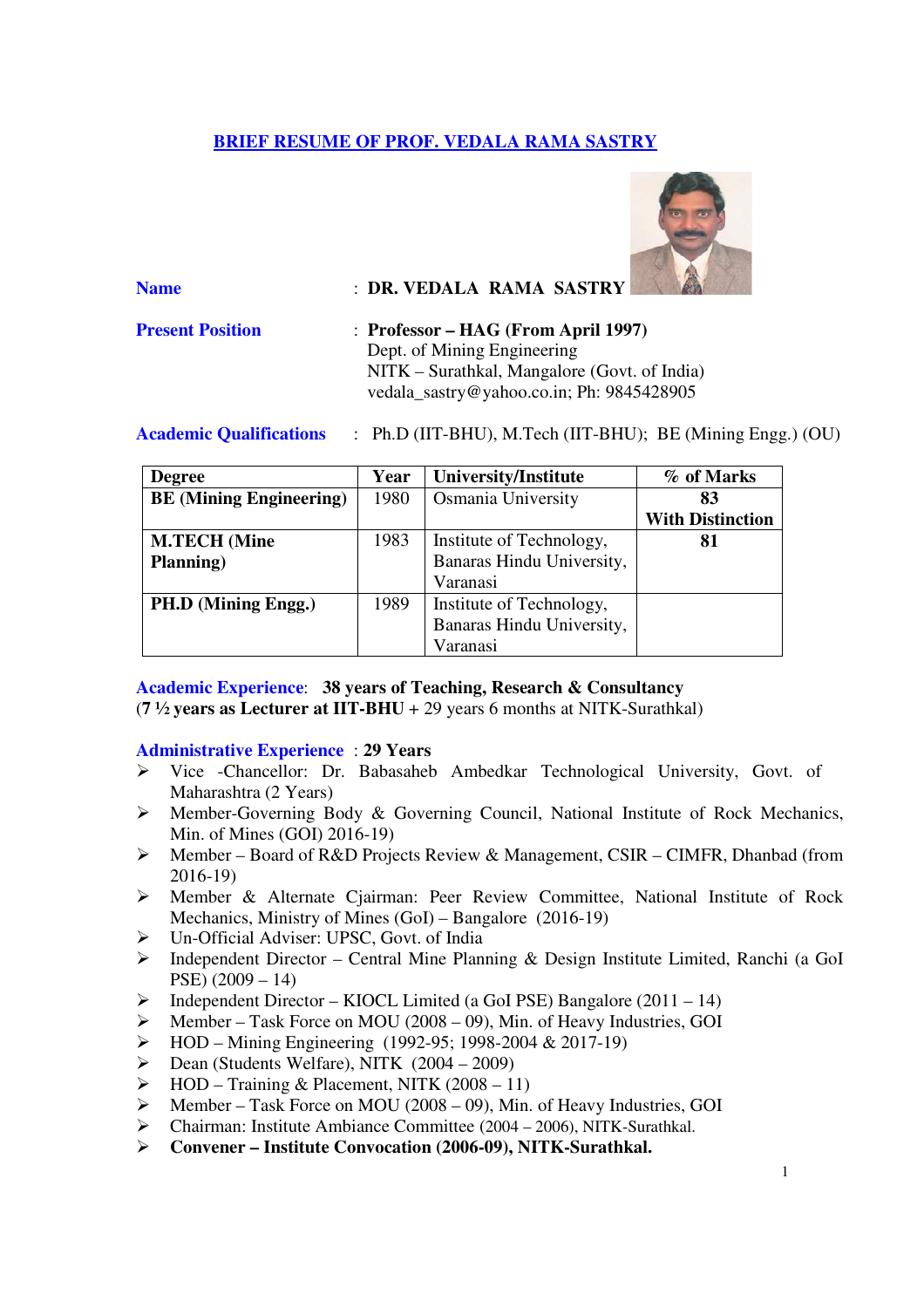# BRIEF RESUME OF PROF. VEDALA RAMA SASTRY

**Name** : **DR. VEDALA RAMA SASTRY**

**Present Position** : **Professor – HAG (From April 1997)**
Dept. of Mining Engineering
NITK – Surathkal, Mangalore (Govt. of India)
vedala_sastry@yahoo.co.in; Ph: 9845428905

**Academic Qualifications** : Ph.D (IIT-BHU), M.Tech (IIT-BHU); BE (Mining Engg.) (OU)

| Degree | Year | University/Institute | % of Marks |
|---|---|---|---|
| **BE (Mining Engineering)** | 1980 | Osmania University | **83 With Distinction** |
| **M.TECH (Mine Planning)** | 1983 | Institute of Technology, Banaras Hindu University, Varanasi | **81** |
| **PH.D (Mining Engg.)** | 1989 | Institute of Technology, Banaras Hindu University, Varanasi | |

**Academic Experience**: **38 years of Teaching, Research & Consultancy**
(**7 ½ years as Lecturer at IIT-BHU** + 29 years 6 months at NITK-Surathkal)

**Administrative Experience** : **29 Years**

- Vice -Chancellor: Dr. Babasaheb Ambedkar Technological University, Govt. of Maharashtra (2 Years)
- Member-Governing Body & Governing Council, National Institute of Rock Mechanics, Min. of Mines (GOI) 2016-19)
- Member – Board of R&D Projects Review & Management, CSIR – CIMFR, Dhanbad (from 2016-19)
- Member & Alternate Cjairman: Peer Review Committee, National Institute of Rock Mechanics, Ministry of Mines (GoI) – Bangalore (2016-19)
- Un-Official Adviser: UPSC, Govt. of India
- Independent Director – Central Mine Planning & Design Institute Limited, Ranchi (a GoI PSE) (2009 – 14)
- Independent Director – KIOCL Limited (a GoI PSE) Bangalore (2011 – 14)
- Member – Task Force on MOU (2008 – 09), Min. of Heavy Industries, GOI
- HOD – Mining Engineering (1992-95; 1998-2004 & 2017-19)
- Dean (Students Welfare), NITK (2004 – 2009)
- HOD – Training & Placement, NITK (2008 – 11)
- Member – Task Force on MOU (2008 – 09), Min. of Heavy Industries, GOI
- Chairman: Institute Ambiance Committee (2004 – 2006), NITK-Surathkal.
- **Convener – Institute Convocation (2006-09), NITK-Surathkal.**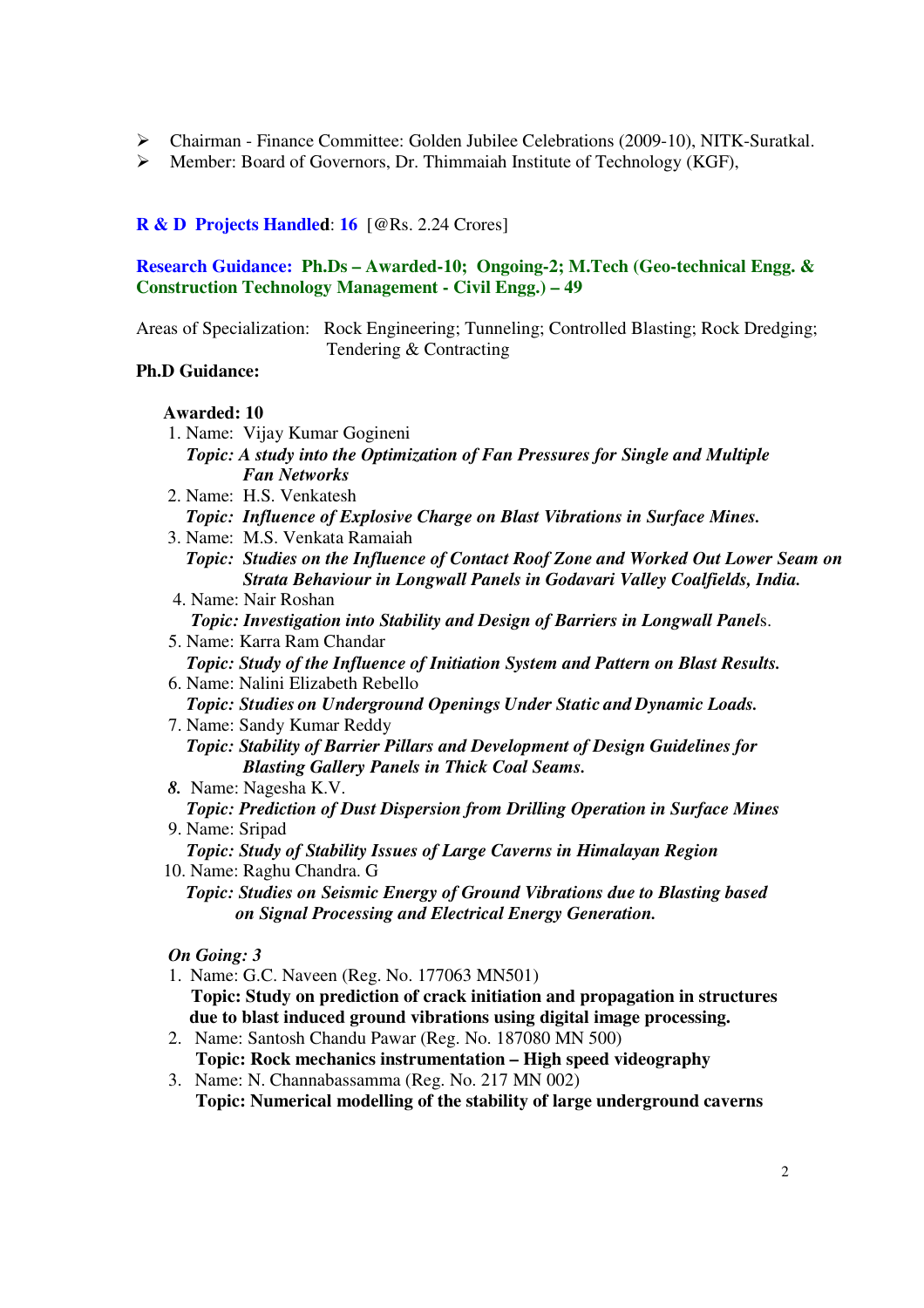- Chairman - Finance Committee: Golden Jubilee Celebrations (2009-10), NITK-Suratkal.
- Member: Board of Governors, Dr. Thimmaiah Institute of Technology (KGF),

**R & D Projects Handled: 16** [@Rs. 2.24 Crores]

**Research Guidance: Ph.Ds – Awarded-10; Ongoing-2; M.Tech (Geo-technical Engg. & Construction Technology Management - Civil Engg.) – 49**

Areas of Specialization: Rock Engineering; Tunneling; Controlled Blasting; Rock Dredging; Tendering & Contracting

**Ph.D Guidance:**

**Awarded: 10**

1. Name: Vijay Kumar Gogineni
   ***Topic: A study into the Optimization of Fan Pressures for Single and Multiple Fan Networks***
2. Name: H.S. Venkatesh
   ***Topic: Influence of Explosive Charge on Blast Vibrations in Surface Mines.***
3. Name: M.S. Venkata Ramaiah
   ***Topic: Studies on the Influence of Contact Roof Zone and Worked Out Lower Seam on Strata Behaviour in Longwall Panels in Godavari Valley Coalfields, India.***
4. Name: Nair Roshan
   ***Topic: Investigation into Stability and Design of Barriers in Longwall Panel**s.*
5. Name: Karra Ram Chandar
   ***Topic: Study of the Influence of Initiation System and Pattern on Blast Results.***
6. Name: Nalini Elizabeth Rebello
   ***Topic: Studies on Underground Openings Under Static and Dynamic Loads.***
7. Name: Sandy Kumar Reddy
   ***Topic: Stability of Barrier Pillars and Development of Design Guidelines for Blasting Gallery Panels in Thick Coal Seams.***
8. Name: Nagesha K.V.
   ***Topic: Prediction of Dust Dispersion from Drilling Operation in Surface Mines***
9. Name: Sripad
   ***Topic: Study of Stability Issues of Large Caverns in Himalayan Region***
10. Name: Raghu Chandra. G
    ***Topic: Studies on Seismic Energy of Ground Vibrations due to Blasting based on Signal Processing and Electrical Energy Generation.***

***On Going: 3***

1. Name: G.C. Naveen (Reg. No. 177063 MN501)
   **Topic: Study on prediction of crack initiation and propagation in structures due to blast induced ground vibrations using digital image processing.**
2. Name: Santosh Chandu Pawar (Reg. No. 187080 MN 500)
   **Topic: Rock mechanics instrumentation – High speed videography**
3. Name: N. Channabassamma (Reg. No. 217 MN 002)
   **Topic: Numerical modelling of the stability of large underground caverns**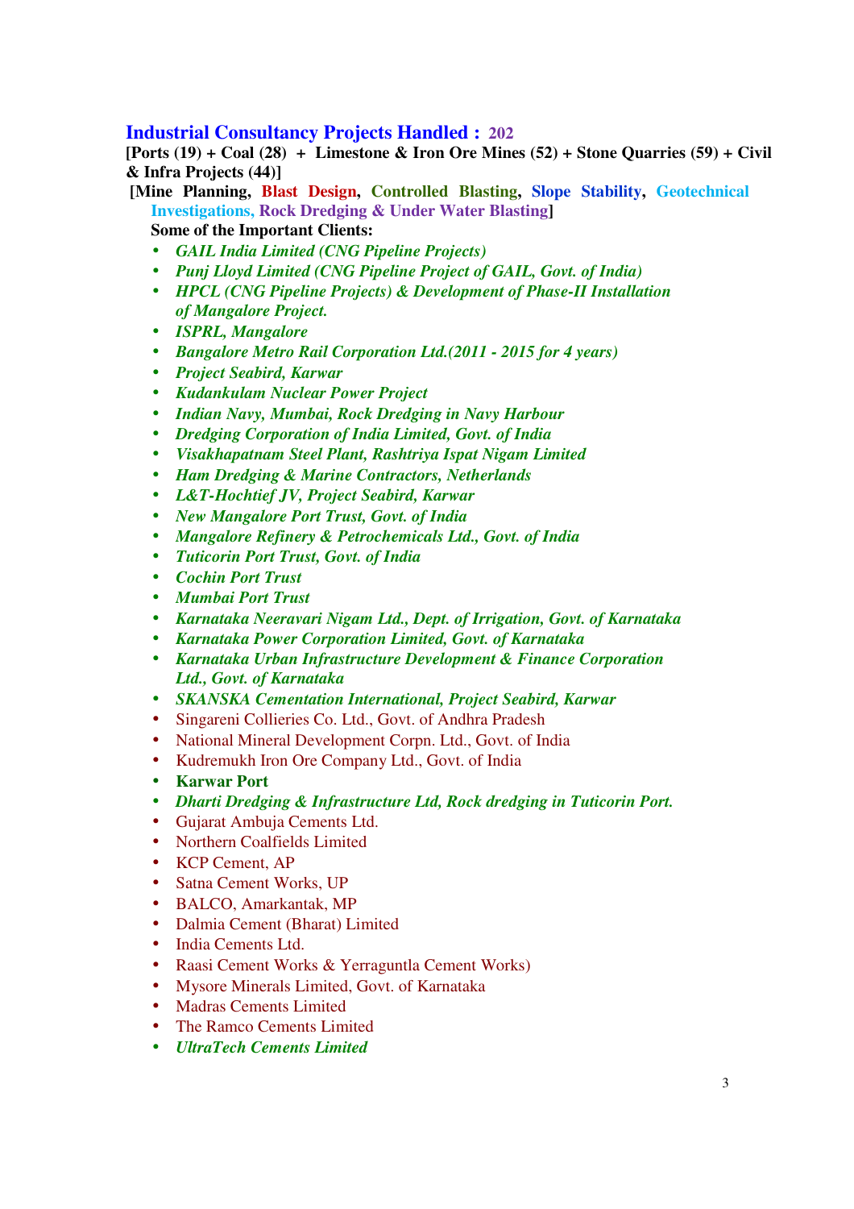## Industrial Consultancy Projects Handled : 202

**[Ports (19) + Coal (28) + Limestone & Iron Ore Mines (52) + Stone Quarries (59) + Civil & Infra Projects (44)]**

**[Mine Planning, Blast Design, Controlled Blasting, Slope Stability, Geotechnical Investigations, Rock Dredging & Under Water Blasting]**

**Some of the Important Clients:**

- ***GAIL India Limited (CNG Pipeline Projects)***
- ***Punj Lloyd Limited (CNG Pipeline Project of GAIL, Govt. of India)***
- ***HPCL (CNG Pipeline Projects) & Development of Phase-II Installation of Mangalore Project.***
- ***ISPRL, Mangalore***
- ***Bangalore Metro Rail Corporation Ltd.(2011 - 2015 for 4 years)***
- ***Project Seabird, Karwar***
- ***Kudankulam Nuclear Power Project***
- ***Indian Navy, Mumbai, Rock Dredging in Navy Harbour***
- ***Dredging Corporation of India Limited, Govt. of India***
- ***Visakhapatnam Steel Plant, Rashtriya Ispat Nigam Limited***
- ***Ham Dredging & Marine Contractors, Netherlands***
- ***L&T-Hochtief JV, Project Seabird, Karwar***
- ***New Mangalore Port Trust, Govt. of India***
- ***Mangalore Refinery & Petrochemicals Ltd., Govt. of India***
- ***Tuticorin Port Trust, Govt. of India***
- ***Cochin Port Trust***
- ***Mumbai Port Trust***
- ***Karnataka Neeravari Nigam Ltd., Dept. of Irrigation, Govt. of Karnataka***
- ***Karnataka Power Corporation Limited, Govt. of Karnataka***
- ***Karnataka Urban Infrastructure Development & Finance Corporation Ltd., Govt. of Karnataka***
- ***SKANSKA Cementation International, Project Seabird, Karwar***
- Singareni Collieries Co. Ltd., Govt. of Andhra Pradesh
- National Mineral Development Corpn. Ltd., Govt. of India
- Kudremukh Iron Ore Company Ltd., Govt. of India
- **Karwar Port**
- ***Dharti Dredging & Infrastructure Ltd, Rock dredging in Tuticorin Port.***
- Gujarat Ambuja Cements Ltd.
- Northern Coalfields Limited
- KCP Cement, AP
- Satna Cement Works, UP
- BALCO, Amarkantak, MP
- Dalmia Cement (Bharat) Limited
- India Cements Ltd.
- Raasi Cement Works & Yerraguntla Cement Works)
- Mysore Minerals Limited, Govt. of Karnataka
- Madras Cements Limited
- The Ramco Cements Limited
- ***UltraTech Cements Limited***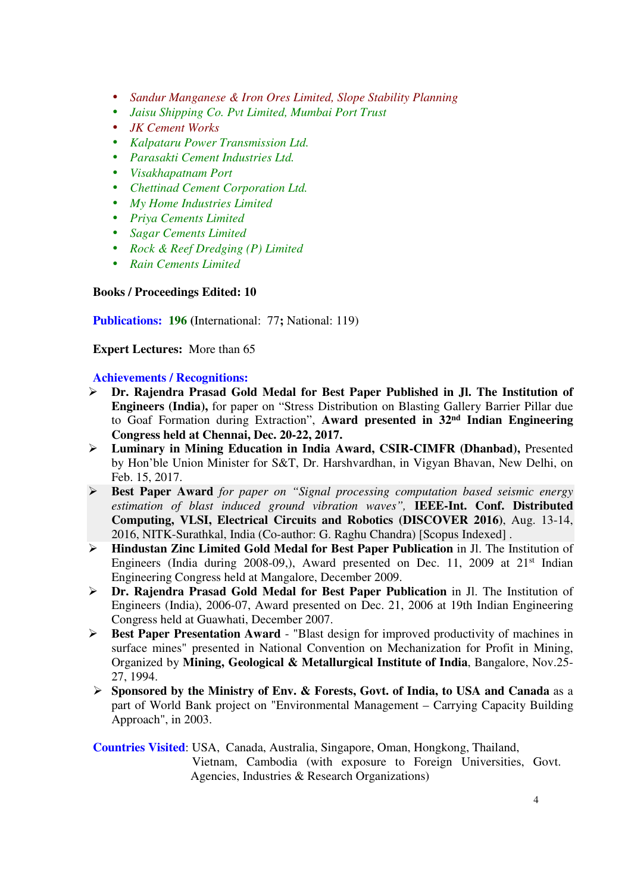- *Sandur Manganese & Iron Ores Limited, Slope Stability Planning*
- *Jaisu Shipping Co. Pvt Limited, Mumbai Port Trust*
- *JK Cement Works*
- *Kalpataru Power Transmission Ltd.*
- *Parasakti Cement Industries Ltd.*
- *Visakhapatnam Port*
- *Chettinad Cement Corporation Ltd.*
- *My Home Industries Limited*
- *Priya Cements Limited*
- *Sagar Cements Limited*
- *Rock & Reef Dredging (P) Limited*
- *Rain Cements Limited*

**Books / Proceedings Edited: 10**

**Publications: 196** (International: 77**;** National: 119)

**Expert Lectures:** More than 65

**Achievements / Recognitions:**

- **Dr. Rajendra Prasad Gold Medal for Best Paper Published in Jl. The Institution of Engineers (India),** for paper on "Stress Distribution on Blasting Gallery Barrier Pillar due to Goaf Formation during Extraction", **Award presented in 32nd Indian Engineering Congress held at Chennai, Dec. 20-22, 2017.**
- **Luminary in Mining Education in India Award, CSIR-CIMFR (Dhanbad),** Presented by Hon'ble Union Minister for S&T, Dr. Harshvardhan, in Vigyan Bhavan, New Delhi, on Feb. 15, 2017.
- **Best Paper Award** *for paper on "Signal processing computation based seismic energy estimation of blast induced ground vibration waves",* **IEEE-Int. Conf. Distributed Computing, VLSI, Electrical Circuits and Robotics (DISCOVER 2016)**, Aug. 13-14, 2016, NITK-Surathkal, India (Co-author: G. Raghu Chandra) [Scopus Indexed] .
- **Hindustan Zinc Limited Gold Medal for Best Paper Publication** in Jl. The Institution of Engineers (India during 2008-09,), Award presented on Dec. 11, 2009 at 21st Indian Engineering Congress held at Mangalore, December 2009.
- **Dr. Rajendra Prasad Gold Medal for Best Paper Publication** in Jl. The Institution of Engineers (India), 2006-07, Award presented on Dec. 21, 2006 at 19th Indian Engineering Congress held at Guawhati, December 2007.
- **Best Paper Presentation Award** - "Blast design for improved productivity of machines in surface mines" presented in National Convention on Mechanization for Profit in Mining, Organized by **Mining, Geological & Metallurgical Institute of India**, Bangalore, Nov.25-27, 1994.
- **Sponsored by the Ministry of Env. & Forests, Govt. of India, to USA and Canada** as a part of World Bank project on "Environmental Management – Carrying Capacity Building Approach", in 2003.

**Countries Visited**: USA, Canada, Australia, Singapore, Oman, Hongkong, Thailand, Vietnam, Cambodia (with exposure to Foreign Universities, Govt. Agencies, Industries & Research Organizations)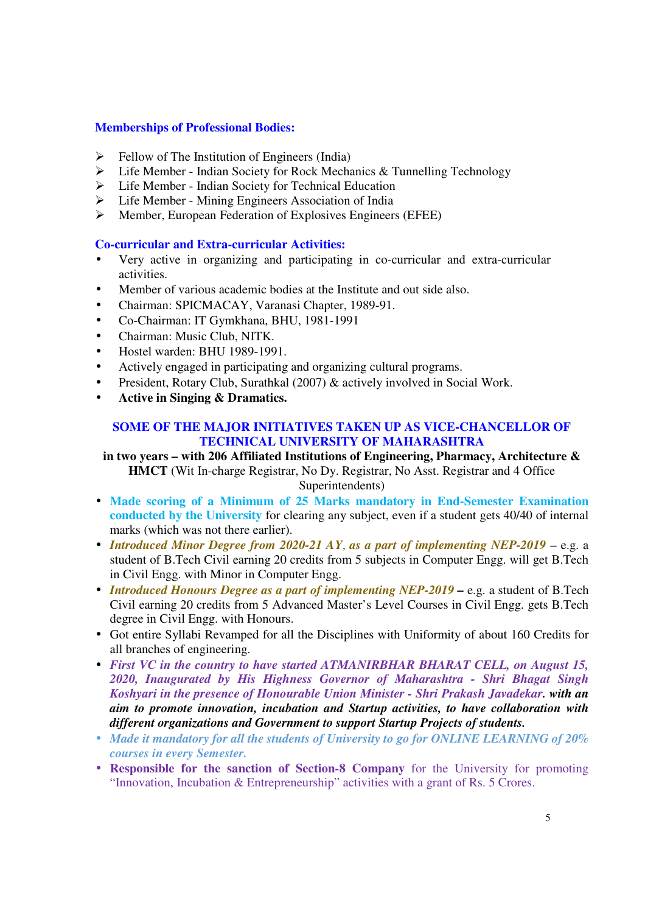### Memberships of Professional Bodies:

- Fellow of The Institution of Engineers (India)
- Life Member - Indian Society for Rock Mechanics & Tunnelling Technology
- Life Member - Indian Society for Technical Education
- Life Member - Mining Engineers Association of India
- Member, European Federation of Explosives Engineers (EFEE)

### Co-curricular and Extra-curricular Activities:

- Very active in organizing and participating in co-curricular and extra-curricular activities.
- Member of various academic bodies at the Institute and out side also.
- Chairman: SPICMACAY, Varanasi Chapter, 1989-91.
- Co-Chairman: IT Gymkhana, BHU, 1981-1991
- Chairman: Music Club, NITK.
- Hostel warden: BHU 1989-1991.
- Actively engaged in participating and organizing cultural programs.
- President, Rotary Club, Surathkal (2007) & actively involved in Social Work.
- **Active in Singing & Dramatics.**

## SOME OF THE MAJOR INITIATIVES TAKEN UP AS VICE-CHANCELLOR OF TECHNICAL UNIVERSITY OF MAHARASHTRA

**in two years – with 206 Affiliated Institutions of Engineering, Pharmacy, Architecture & HMCT** (Wit In-charge Registrar, No Dy. Registrar, No Asst. Registrar and 4 Office Superintendents)

- **Made scoring of a Minimum of 25 Marks mandatory in End-Semester Examination conducted by the University** for clearing any subject, even if a student gets 40/40 of internal marks (which was not there earlier).
- ***Introduced Minor Degree from 2020-21 AY, as a part of implementing NEP-2019*** – e.g. a student of B.Tech Civil earning 20 credits from 5 subjects in Computer Engg. will get B.Tech in Civil Engg. with Minor in Computer Engg.
- ***Introduced Honours Degree as a part of implementing NEP-2019*** **–** e.g. a student of B.Tech Civil earning 20 credits from 5 Advanced Master's Level Courses in Civil Engg. gets B.Tech degree in Civil Engg. with Honours.
- Got entire Syllabi Revamped for all the Disciplines with Uniformity of about 160 Credits for all branches of engineering.
- ***First VC in the country to have started ATMANIRBHAR BHARAT CELL, on August 15, 2020, Inaugurated by His Highness Governor of Maharashtra - Shri Bhagat Singh Koshyari in the presence of Honourable Union Minister - Shri Prakash Javadekar. with an aim to promote innovation, incubation and Startup activities, to have collaboration with different organizations and Government to support Startup Projects of students.***
- *Made it mandatory for all the students of University to go for ONLINE LEARNING of 20% courses in every Semester.*
- **Responsible for the sanction of Section-8 Company** for the University for promoting "Innovation, Incubation & Entrepreneurship" activities with a grant of Rs. 5 Crores.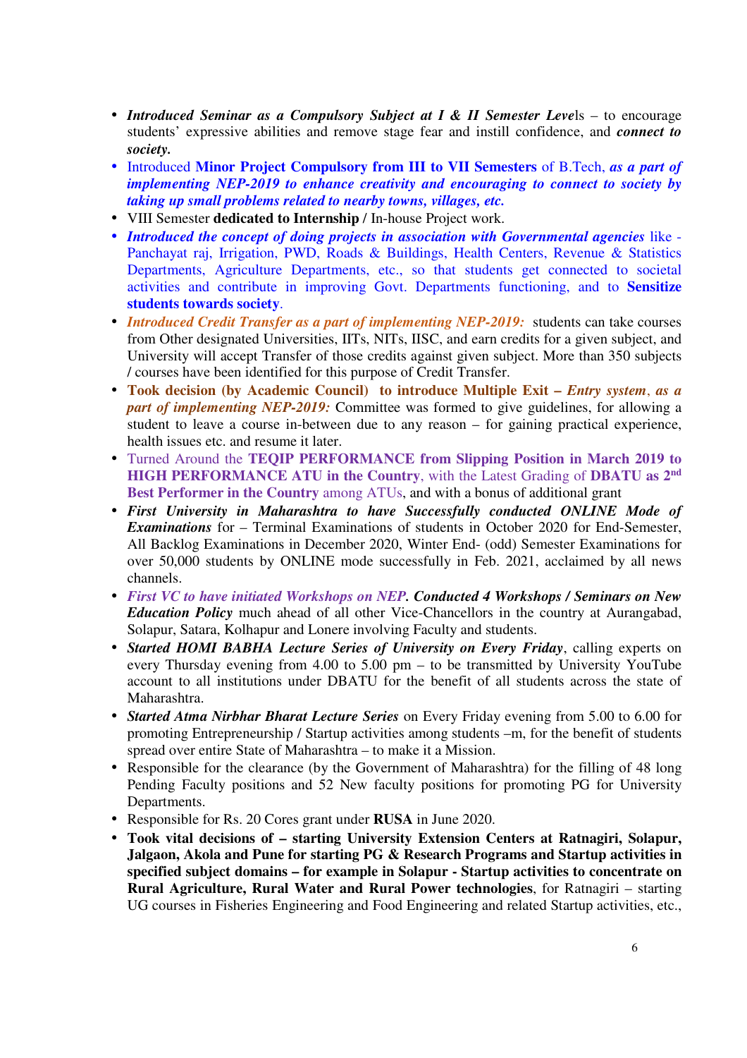- ***Introduced Seminar as a Compulsory Subject at I & II Semester Leve*ls** – to encourage students' expressive abilities and remove stage fear and instill confidence, and ***connect to society.***
- Introduced **Minor Project Compulsory from III to VII Semesters** of B.Tech, ***as a part of implementing NEP-2019 to enhance creativity and encouraging to connect to society by taking up small problems related to nearby towns, villages, etc.***
- VIII Semester **dedicated to Internship /** In-house Project work.
- ***Introduced the concept of doing projects in association with Governmental agencies*** like - Panchayat raj, Irrigation, PWD, Roads & Buildings, Health Centers, Revenue & Statistics Departments, Agriculture Departments, etc., so that students get connected to societal activities and contribute in improving Govt. Departments functioning, and to **Sensitize students towards society**.
- ***Introduced Credit Transfer as a part of implementing NEP-2019:*** students can take courses from Other designated Universities, IITs, NITs, IISC, and earn credits for a given subject, and University will accept Transfer of those credits against given subject. More than 350 subjects / courses have been identified for this purpose of Credit Transfer.
- **Took decision (by Academic Council) to introduce Multiple Exit –** ***Entry system***, ***as a part of implementing NEP-2019:*** Committee was formed to give guidelines, for allowing a student to leave a course in-between due to any reason – for gaining practical experience, health issues etc. and resume it later.
- Turned Around the **TEQIP PERFORMANCE from Slipping Position in March 2019 to HIGH PERFORMANCE ATU in the Country**, with the Latest Grading of **DBATU as 2nd Best Performer in the Country** among ATUs, and with a bonus of additional grant
- ***First University in Maharashtra to have Successfully conducted ONLINE Mode of Examinations*** for – Terminal Examinations of students in October 2020 for End-Semester, All Backlog Examinations in December 2020, Winter End- (odd) Semester Examinations for over 50,000 students by ONLINE mode successfully in Feb. 2021, acclaimed by all news channels.
- ***First VC to have initiated Workshops on NEP. Conducted 4 Workshops / Seminars on New Education Policy*** much ahead of all other Vice-Chancellors in the country at Aurangabad, Solapur, Satara, Kolhapur and Lonere involving Faculty and students.
- ***Started HOMI BABHA Lecture Series of University on Every Friday***, calling experts on every Thursday evening from 4.00 to 5.00 pm – to be transmitted by University YouTube account to all institutions under DBATU for the benefit of all students across the state of Maharashtra.
- ***Started Atma Nirbhar Bharat Lecture Series*** on Every Friday evening from 5.00 to 6.00 for promoting Entrepreneurship / Startup activities among students –m, for the benefit of students spread over entire State of Maharashtra – to make it a Mission.
- Responsible for the clearance (by the Government of Maharashtra) for the filling of 48 long Pending Faculty positions and 52 New faculty positions for promoting PG for University Departments.
- Responsible for Rs. 20 Cores grant under **RUSA** in June 2020.
- **Took vital decisions of – starting University Extension Centers at Ratnagiri, Solapur, Jalgaon, Akola and Pune for starting PG & Research Programs and Startup activities in specified subject domains – for example in Solapur - Startup activities to concentrate on Rural Agriculture, Rural Water and Rural Power technologies**, for Ratnagiri – starting UG courses in Fisheries Engineering and Food Engineering and related Startup activities, etc.,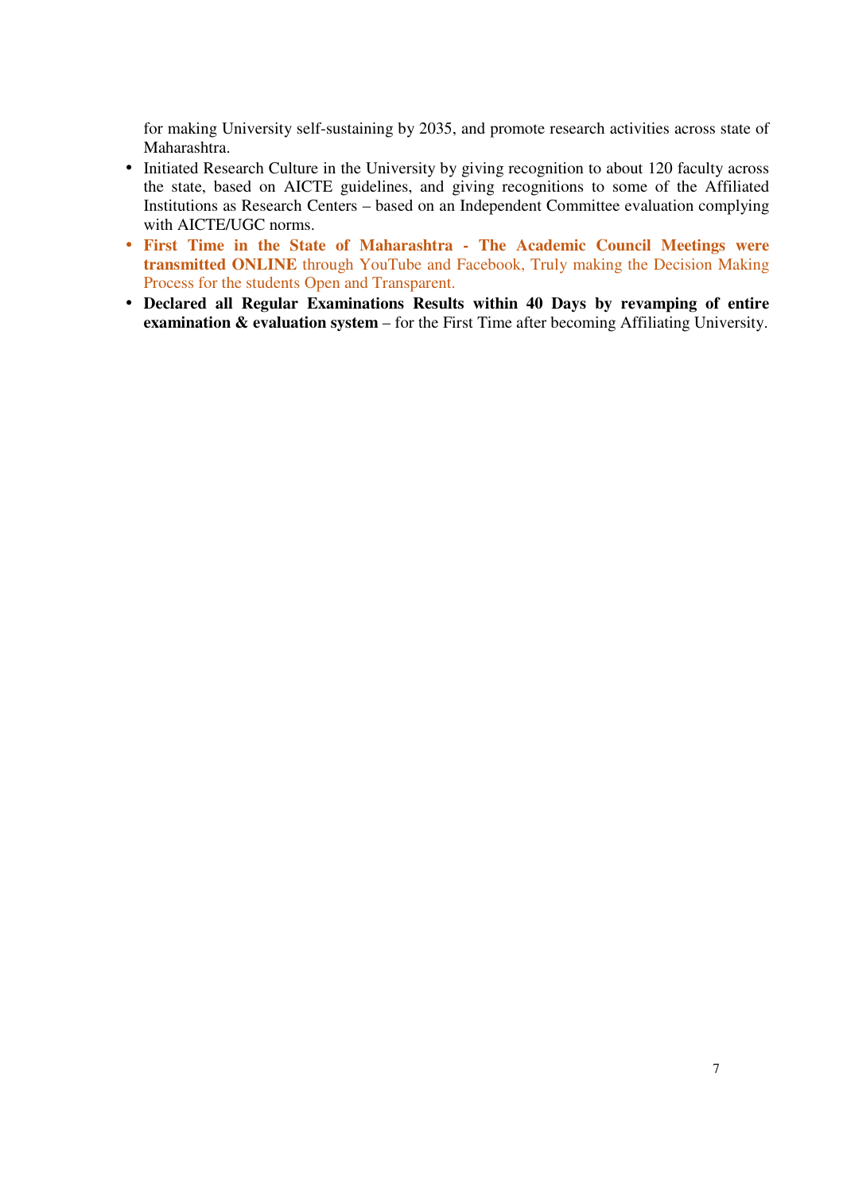for making University self-sustaining by 2035, and promote research activities across state of Maharashtra.

- Initiated Research Culture in the University by giving recognition to about 120 faculty across the state, based on AICTE guidelines, and giving recognitions to some of the Affiliated Institutions as Research Centers – based on an Independent Committee evaluation complying with AICTE/UGC norms.
- **First Time in the State of Maharashtra - The Academic Council Meetings were transmitted ONLINE** through YouTube and Facebook, Truly making the Decision Making Process for the students Open and Transparent.
- **Declared all Regular Examinations Results within 40 Days by revamping of entire examination & evaluation system** – for the First Time after becoming Affiliating University.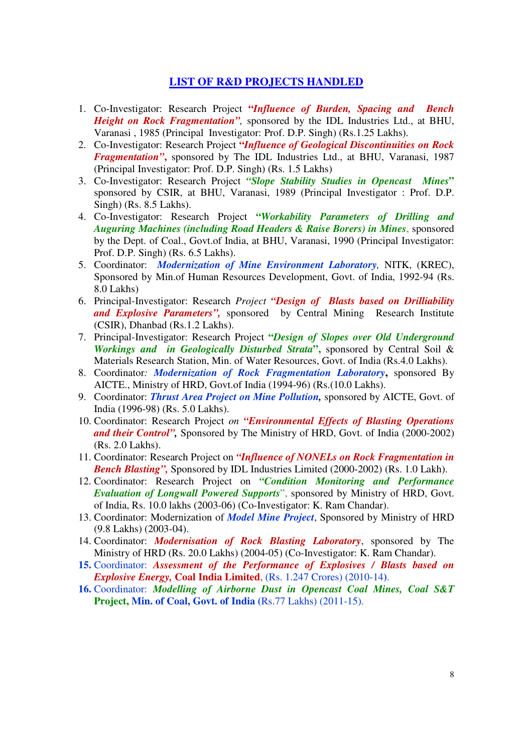## LIST OF R&D PROJECTS HANDLED

1. Co-Investigator: Research Project ***"Influence of Burden, Spacing and Bench Height on Rock Fragmentation"***, sponsored by the IDL Industries Ltd., at BHU, Varanasi , 1985 (Principal Investigator: Prof. D.P. Singh) (Rs.1.25 Lakhs).
2. Co-Investigator: Research Project ***"Influence of Geological Discontinuities on Rock Fragmentation"***, sponsored by The IDL Industries Ltd., at BHU, Varanasi, 1987 (Principal Investigator: Prof. D.P. Singh) (Rs. 1.5 Lakhs)
3. Co-Investigator: Research Project ***"Slope Stability Studies in Opencast Mines"*** sponsored by CSIR, at BHU, Varanasi, 1989 (Principal Investigator : Prof. D.P. Singh) (Rs. 8.5 Lakhs).
4. Co-Investigator: Research Project ***"Workability Parameters of Drilling and Auguring Machines (including Road Headers & Raise Borers) in Mines***, sponsored by the Dept. of Coal., Govt.of India, at BHU, Varanasi, 1990 (Principal Investigator: Prof. D.P. Singh) (Rs. 6.5 Lakhs).
5. Coordinator: ***Modernization of Mine Environment Laboratory***, NITK, (KREC), Sponsored by Min.of Human Resources Development, Govt. of India, 1992-94 (Rs. 8.0 Lakhs)
6. Principal-Investigator: Research *Project* ***"Design of Blasts based on Drilliability and Explosive Parameters"***, sponsored by Central Mining Research Institute (CSIR), Dhanbad (Rs.1.2 Lakhs).
7. Principal-Investigator: Research Project ***"Design of Slopes over Old Underground Workings and in Geologically Disturbed Strata"***, sponsored by Central Soil & Materials Research Station, Min. of Water Resources, Govt. of India (Rs.4.0 Lakhs).
8. Coordinator*:* ***Modernization of Rock Fragmentation Laboratory***, sponsored By AICTE., Ministry of HRD, Govt.of India (1994-96) (Rs.(10.0 Lakhs).
9. Coordinator: ***Thrust Area Project on Mine Pollution***, sponsored by AICTE, Govt. of India (1996-98) (Rs. 5.0 Lakhs).
10. Coordinator: Research Project *on* ***"Environmental Effects of Blasting Operations and their Control"***, Sponsored by The Ministry of HRD, Govt. of India (2000-2002) (Rs. 2.0 Lakhs).
11. Coordinator: Research Project on ***"Influence of NONELs on Rock Fragmentation in Bench Blasting"***, Sponsored by IDL Industries Limited (2000-2002) (Rs. 1.0 Lakh).
12. Coordinator: Research Project on ***"Condition Monitoring and Performance Evaluation of Longwall Powered Supports"***, sponsored by Ministry of HRD, Govt. of India, Rs. 10.0 lakhs (2003-06) (Co-Investigator: K. Ram Chandar).
13. Coordinator: Modernization of ***Model Mine Project***, Sponsored by Ministry of HRD (9.8 Lakhs) (2003-04).
14. Coordinator: ***Modernisation of Rock Blasting Laboratory***, sponsored by The Ministry of HRD (Rs. 20.0 Lakhs) (2004-05) (Co-Investigator: K. Ram Chandar).
15. Coordinator: ***Assessment of the Performance of Explosives / Blasts based on Explosive Energy,*** **Coal India Limited**, (Rs. 1.247 Crores) (2010-14).
16. Coordinator: ***Modelling of Airborne Dust in Opencast Coal Mines, Coal S&T*** **Project, Min. of Coal, Govt. of India** (Rs.77 Lakhs) (2011-15).